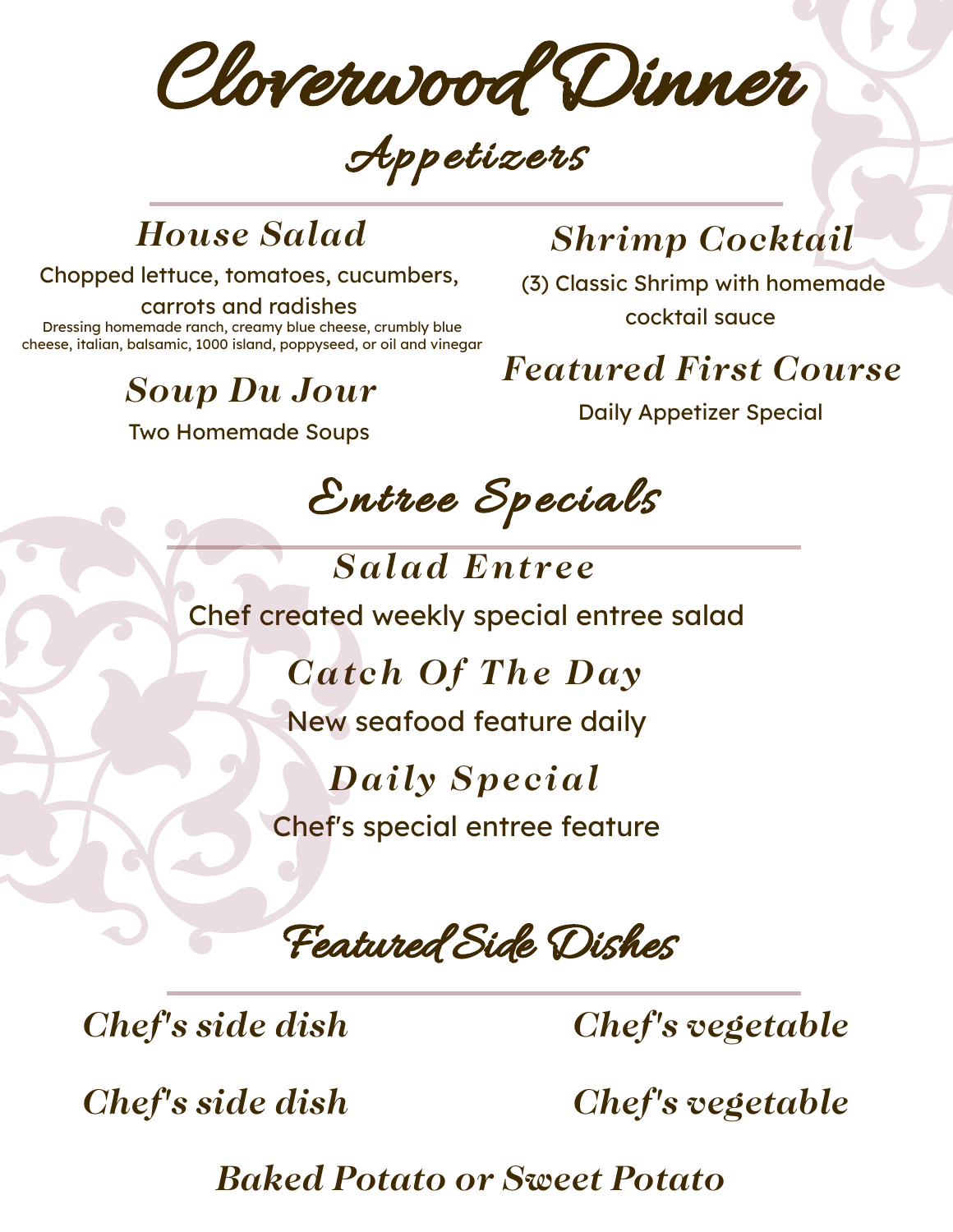# Cloverwood Dinner

## Appetizers

### House Salad

Chopped lettuce, tomatoes, cucumbers, carrots and radishes

Dressing homemade ranch, creamy blue cheese, crumbly blue cheese, italian, balsamic, 1000 island, poppyseed, or oil and vinegar

### Soup Du Jour

Two Homemade Soups

### Shrimp Cocktail

(3) Classic Shrimp with homemade cocktail sauce

### Featured First Course

Daily Appetizer Special

## Entree Specials

### Salad Entree

Chef created weekly special entree salad

### Catch Of The Day

New seafood feature daily

### Daily Special

Chef's special entree feature

## Featured Side Dishes

*Chef's side dish*

*Chef's side dish*

*Chef's vegetable*

*Chef's vegetable*

*Baked Potato or Sweet Potato*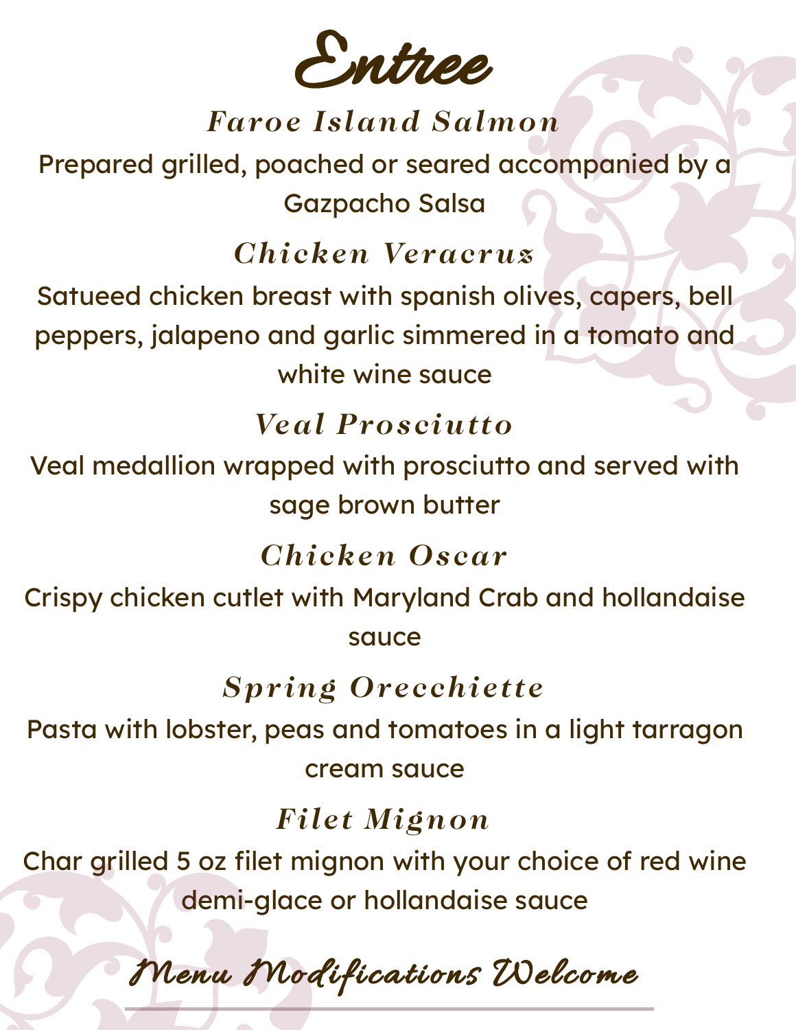# Entree

## *Faroe Island Salmon*

Prepared grilled, poached or seared accompanied by a Gazpacho Salsa

## *Chicken Veracruz*

Satueed chicken breast with spanish olives, capers, bell peppers, jalapeno and garlic simmered in a tomato and white wine sauce

## *Veal Prosciutto*

Veal medallion wrapped with prosciutto and served with sage brown butter

## *Chicken Oscar*

Crispy chicken cutlet with Maryland Crab and hollandaise sauce

## *Spring Orecchiette*

Pasta with lobster, peas and tomatoes in a light tarragon cream sauce

## *Filet Mignon*

Char grilled 5 oz filet mignon with your choice of red wine demi-glace or hollandaise sauce

*Menu Modifications Welcome*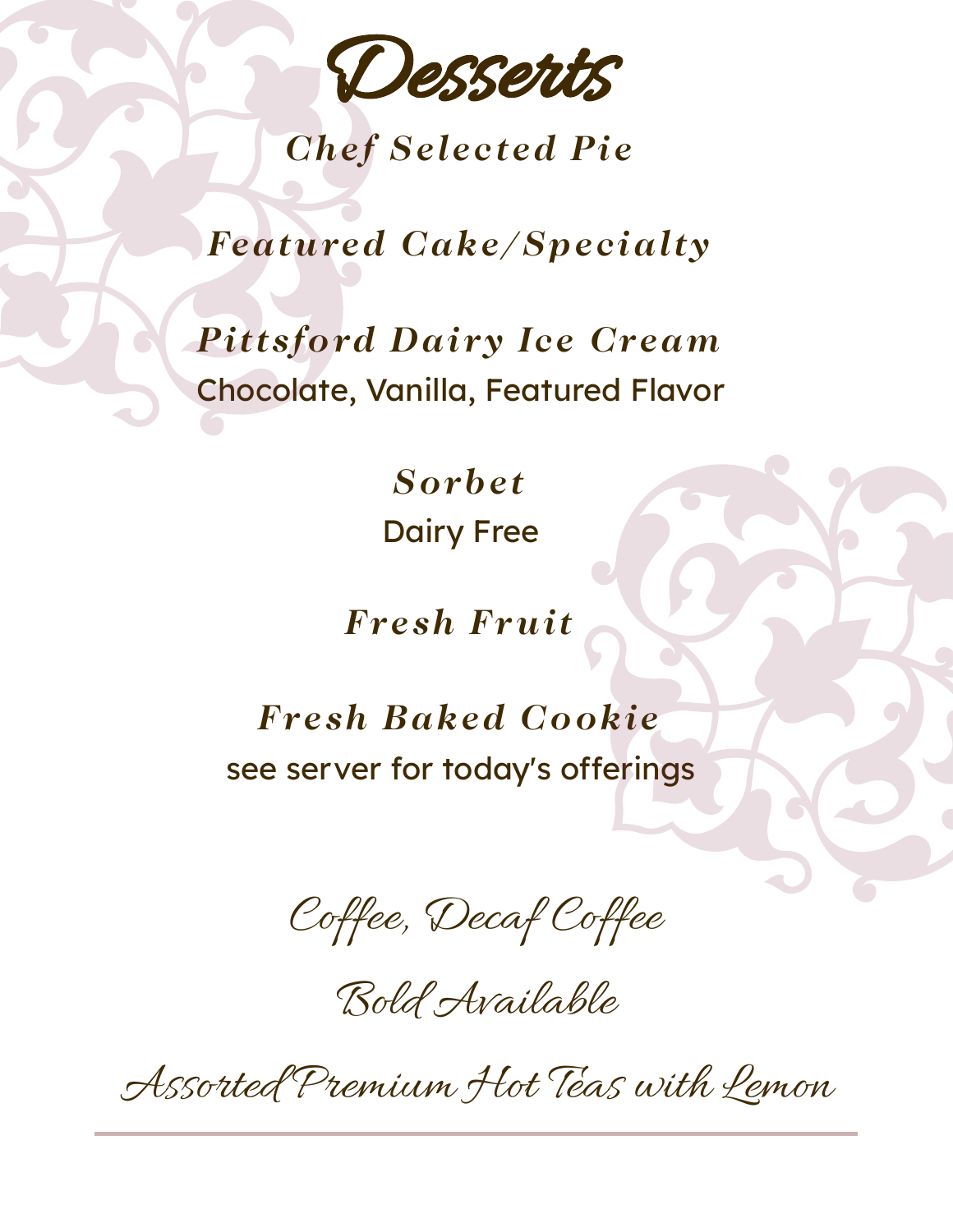# Desserts

***Chef Selected Pie***

***Featured Cake/Specialty***

***Pittsford Dairy Ice Cream***
Chocolate, Vanilla, Featured Flavor

***Sorbet***
Dairy Free

***Fresh Fruit***

***Fresh Baked Cookie***
see server for today's offerings

*Coffee, Decaf Coffee*

*Bold Available*

*Assorted Premium Hot Teas with Lemon*